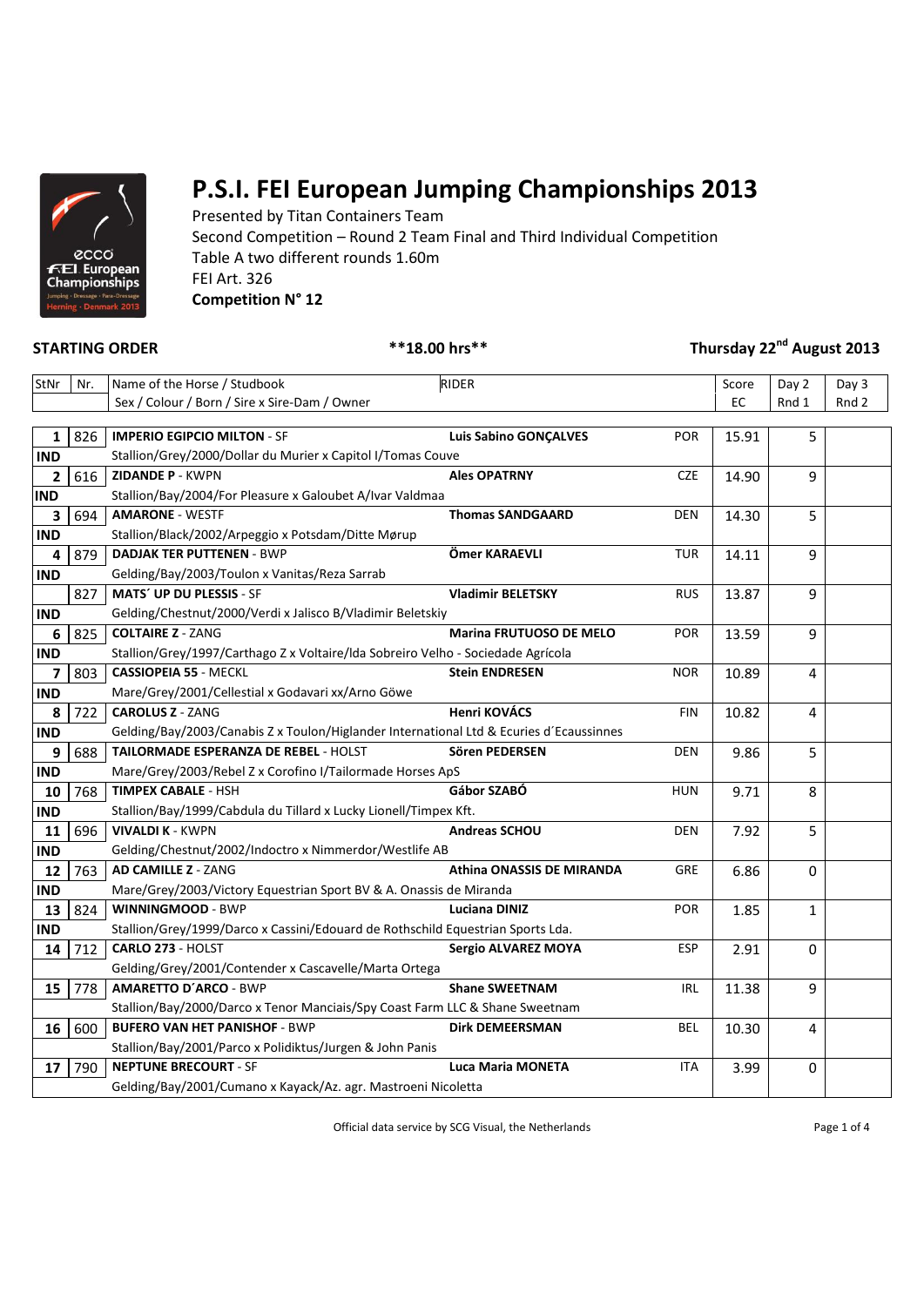# P.S.I. FEI European Jumping Championships 2013

Presented by Titan Containers Team
Second Competition – Round 2 Team Final and Third Individual Competition
Table A two different rounds 1.60m
FEI Art. 326
**Competition N° 12**

**STARTING ORDER** **\*\*18.00 hrs\*\*** **Thursday 22nd August 2013**

| StNr | Nr. | Name of the Horse / Studbook<br>Sex / Colour / Born / Sire x Sire-Dam / Owner | RIDER | | Score EC | Day 2 Rnd 1 | Day 3 Rnd 2 |
|---|---|---|---|---|---|---|---|
| 1<br>IND | 826 | **IMPERIO EGIPCIO MILTON** - SF<br>Stallion/Grey/2000/Dollar du Murier x Capitol I/Tomas Couve | **Luis Sabino GONÇALVES** | POR | 15.91 | 5 | |
| 2<br>IND | 616 | **ZIDANDE P** - KWPN<br>Stallion/Bay/2004/For Pleasure x Galoubet A/Ivar Valdmaa | **Ales OPATRNY** | CZE | 14.90 | 9 | |
| 3<br>IND | 694 | **AMARONE** - WESTF<br>Stallion/Black/2002/Arpeggio x Potsdam/Ditte Mørup | **Thomas SANDGAARD** | DEN | 14.30 | 5 | |
| 4<br>IND | 879 | **DADJAK TER PUTTENEN** - BWP<br>Gelding/Bay/2003/Toulon x Vanitas/Reza Sarrab | **Ömer KARAEVLI** | TUR | 14.11 | 9 | |
| <br>IND | 827 | **MATS´ UP DU PLESSIS** - SF<br>Gelding/Chestnut/2000/Verdi x Jalisco B/Vladimir Beletskiy | **Vladimir BELETSKY** | RUS | 13.87 | 9 | |
| 6<br>IND | 825 | **COLTAIRE Z** - ZANG<br>Stallion/Grey/1997/Carthago Z x Voltaire/Ida Sobreiro Velho - Sociedade Agrícola | **Marina FRUTUOSO DE MELO** | POR | 13.59 | 9 | |
| 7<br>IND | 803 | **CASSIOPEIA 55** - MECKL<br>Mare/Grey/2001/Cellestial x Godavari xx/Arno Göwe | **Stein ENDRESEN** | NOR | 10.89 | 4 | |
| 8<br>IND | 722 | **CAROLUS Z** - ZANG<br>Gelding/Bay/2003/Canabis Z x Toulon/Higlander International Ltd & Ecuries d´Ecaussinnes | **Henri KOVÁCS** | FIN | 10.82 | 4 | |
| 9<br>IND | 688 | **TAILORMADE ESPERANZA DE REBEL** - HOLST<br>Mare/Grey/2003/Rebel Z x Corofino I/Tailormade Horses ApS | **Sören PEDERSEN** | DEN | 9.86 | 5 | |
| 10<br>IND | 768 | **TIMPEX CABALE** - HSH<br>Stallion/Bay/1999/Cabdula du Tillard x Lucky Lionell/Timpex Kft. | **Gábor SZABÓ** | HUN | 9.71 | 8 | |
| 11<br>IND | 696 | **VIVALDI K** - KWPN<br>Gelding/Chestnut/2002/Indoctro x Nimmerdor/Westlife AB | **Andreas SCHOU** | DEN | 7.92 | 5 | |
| 12<br>IND | 763 | **AD CAMILLE Z** - ZANG<br>Mare/Grey/2003/Victory Equestrian Sport BV & A. Onassis de Miranda | **Athina ONASSIS DE MIRANDA** | GRE | 6.86 | 0 | |
| 13<br>IND | 824 | **WINNINGMOOD** - BWP<br>Stallion/Grey/1999/Darco x Cassini/Edouard de Rothschild Equestrian Sports Lda. | **Luciana DINIZ** | POR | 1.85 | 1 | |
| 14 | 712 | **CARLO 273** - HOLST<br>Gelding/Grey/2001/Contender x Cascavelle/Marta Ortega | **Sergio ALVAREZ MOYA** | ESP | 2.91 | 0 | |
| 15 | 778 | **AMARETTO D´ARCO** - BWP<br>Stallion/Bay/2000/Darco x Tenor Manciais/Spy Coast Farm LLC & Shane Sweetnam | **Shane SWEETNAM** | IRL | 11.38 | 9 | |
| 16 | 600 | **BUFERO VAN HET PANISHOF** - BWP<br>Stallion/Bay/2001/Parco x Polidiktus/Jurgen & John Panis | **Dirk DEMEERSMAN** | BEL | 10.30 | 4 | |
| 17 | 790 | **NEPTUNE BRECOURT** - SF<br>Gelding/Bay/2001/Cumano x Kayack/Az. agr. Mastroeni Nicoletta | **Luca Maria MONETA** | ITA | 3.99 | 0 | |

Official data service by SCG Visual, the Netherlands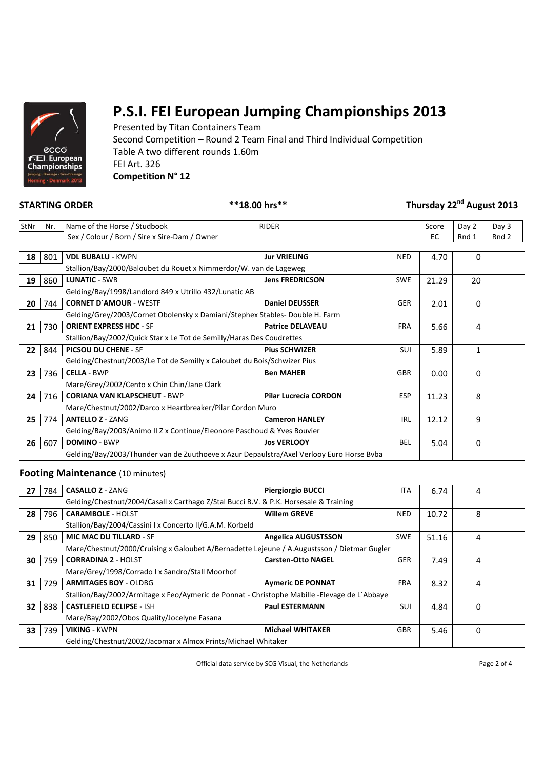# P.S.I. FEI European Jumping Championships 2013

Presented by Titan Containers Team
Second Competition – Round 2 Team Final and Third Individual Competition
Table A two different rounds 1.60m
FEI Art. 326
**Competition N° 12**

**STARTING ORDER** **18.00 hrs** **Thursday 22nd August 2013**

| StNr | Nr. | Name of the Horse / Studbook<br>Sex / Colour / Born / Sire x Sire-Dam / Owner | RIDER | | Score EC | Day 2 Rnd 1 | Day 3 Rnd 2 |
|---|---|---|---|---|---|---|---|
| **18** | 801 | **VDL BUBALU** - KWPN<br>Stallion/Bay/2000/Baloubet du Rouet x Nimmerdor/W. van de Lageweg | **Jur VRIELING** | NED | 4.70 | 0 | |
| **19** | 860 | **LUNATIC** - SWB<br>Gelding/Bay/1998/Landlord 849 x Utrillo 432/Lunatic AB | **Jens FREDRICSON** | SWE | 21.29 | 20 | |
| **20** | 744 | **CORNET D´AMOUR** - WESTF<br>Gelding/Grey/2003/Cornet Obolensky x Damiani/Stephex Stables- Double H. Farm | **Daniel DEUSSER** | GER | 2.01 | 0 | |
| **21** | 730 | **ORIENT EXPRESS HDC** - SF<br>Stallion/Bay/2002/Quick Star x Le Tot de Semilly/Haras Des Coudrettes | **Patrice DELAVEAU** | FRA | 5.66 | 4 | |
| **22** | 844 | **PICSOU DU CHENE** - SF<br>Gelding/Chestnut/2003/Le Tot de Semilly x Caloubet du Bois/Schwizer Pius | **Pius SCHWIZER** | SUI | 5.89 | 1 | |
| **23** | 736 | **CELLA** - BWP<br>Mare/Grey/2002/Cento x Chin Chin/Jane Clark | **Ben MAHER** | GBR | 0.00 | 0 | |
| **24** | 716 | **CORIANA VAN KLAPSCHEUT** - BWP<br>Mare/Chestnut/2002/Darco x Heartbreaker/Pilar Cordon Muro | **Pilar Lucrecia CORDON** | ESP | 11.23 | 8 | |
| **25** | 774 | **ANTELLO Z** - ZANG<br>Gelding/Bay/2003/Animo II Z x Continue/Eleonore Paschoud & Yves Bouvier | **Cameron HANLEY** | IRL | 12.12 | 9 | |
| **26** | 607 | **DOMINO** - BWP<br>Gelding/Bay/2003/Thunder van de Zuuthoeve x Azur Depaulstra/Axel Verlooy Euro Horse Bvba | **Jos VERLOOY** | BEL | 5.04 | 0 | |

## Footing Maintenance (10 minutes)

| StNr | Nr. | Name of the Horse / Studbook<br>Sex / Colour / Born / Sire x Sire-Dam / Owner | RIDER | | Score EC | Day 2 Rnd 1 | Day 3 Rnd 2 |
|---|---|---|---|---|---|---|---|
| **27** | 784 | **CASALLO Z** - ZANG<br>Gelding/Chestnut/2004/Casall x Carthago Z/Stal Bucci B.V. & P.K. Horsesale & Training | **Piergiorgio BUCCI** | ITA | 6.74 | 4 | |
| **28** | 796 | **CARAMBOLE** - HOLST<br>Stallion/Bay/2004/Cassini I x Concerto II/G.A.M. Korbeld | **Willem GREVE** | NED | 10.72 | 8 | |
| **29** | 850 | **MIC MAC DU TILLARD** - SF<br>Mare/Chestnut/2000/Cruising x Galoubet A/Bernadette Lejeune / A.Augustsson / Dietmar Gugler | **Angelica AUGUSTSSON** | SWE | 51.16 | 4 | |
| **30** | 759 | **CORRADINA 2** - HOLST<br>Mare/Grey/1998/Corrado I x Sandro/Stall Moorhof | **Carsten-Otto NAGEL** | GER | 7.49 | 4 | |
| **31** | 729 | **ARMITAGES BOY** - OLDBG<br>Stallion/Bay/2002/Armitage x Feo/Aymeric de Ponnat - Christophe Mabille -Elevage de L´Abbaye | **Aymeric DE PONNAT** | FRA | 8.32 | 4 | |
| **32** | 838 | **CASTLEFIELD ECLIPSE** - ISH<br>Mare/Bay/2002/Obos Quality/Jocelyne Fasana | **Paul ESTERMANN** | SUI | 4.84 | 0 | |
| **33** | 739 | **VIKING** - KWPN<br>Gelding/Chestnut/2002/Jacomar x Almox Prints/Michael Whitaker | **Michael WHITAKER** | GBR | 5.46 | 0 | |

Official data service by SCG Visual, the Netherlands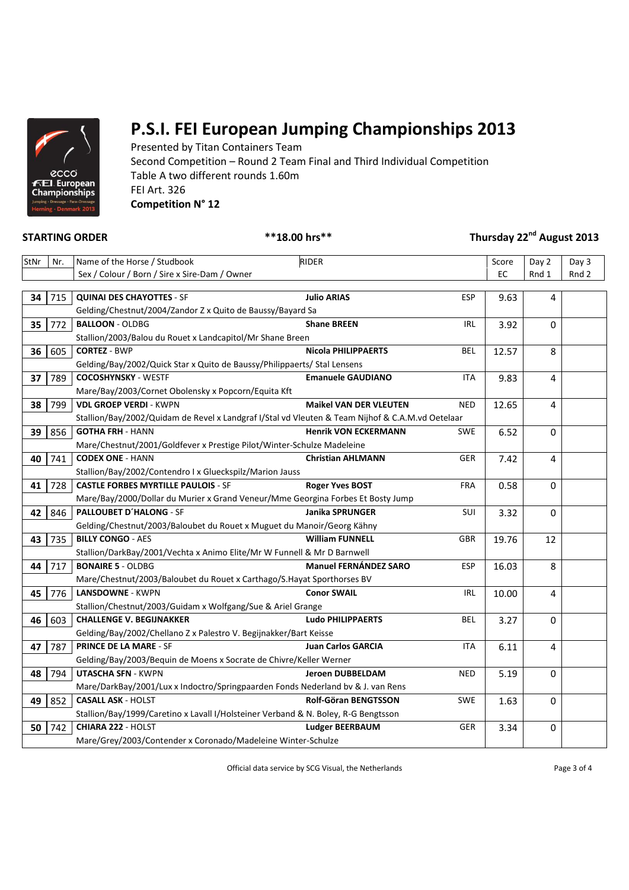# P.S.I. FEI European Jumping Championships 2013

Presented by Titan Containers Team
Second Competition – Round 2 Team Final and Third Individual Competition
Table A two different rounds 1.60m
FEI Art. 326
**Competition N° 12**

**STARTING ORDER** **\*\*18.00 hrs\*\*** **Thursday 22nd August 2013**

| StNr | Nr. | Name of the Horse / Studbook<br>Sex / Colour / Born / Sire x Sire-Dam / Owner | RIDER | | Score EC | Day 2 Rnd 1 | Day 3 Rnd 2 |
|---|---|---|---|---|---|---|---|
| **34** | 715 | **QUINAI DES CHAYOTTES** - SF<br>Gelding/Chestnut/2004/Zandor Z x Quito de Baussy/Bayard Sa | **Julio ARIAS** | ESP | 9.63 | 4 | |
| **35** | 772 | **BALLOON** - OLDBG<br>Stallion/2003/Balou du Rouet x Landcapitol/Mr Shane Breen | **Shane BREEN** | IRL | 3.92 | 0 | |
| **36** | 605 | **CORTEZ** - BWP<br>Gelding/Bay/2002/Quick Star x Quito de Baussy/Philippaerts/ Stal Lensens | **Nicola PHILIPPAERTS** | BEL | 12.57 | 8 | |
| **37** | 789 | **COCOSHYNSKY** - WESTF<br>Mare/Bay/2003/Cornet Obolensky x Popcorn/Equita Kft | **Emanuele GAUDIANO** | ITA | 9.83 | 4 | |
| **38** | 799 | **VDL GROEP VERDI** - KWPN<br>Stallion/Bay/2002/Quidam de Revel x Landgraf I/Stal vd Vleuten & Team Nijhof & C.A.M.vd Oetelaar | **Maikel VAN DER VLEUTEN** | NED | 12.65 | 4 | |
| **39** | 856 | **GOTHA FRH** - HANN<br>Mare/Chestnut/2001/Goldfever x Prestige Pilot/Winter-Schulze Madeleine | **Henrik VON ECKERMANN** | SWE | 6.52 | 0 | |
| **40** | 741 | **CODEX ONE** - HANN<br>Stallion/Bay/2002/Contendro I x Glueckspilz/Marion Jauss | **Christian AHLMANN** | GER | 7.42 | 4 | |
| **41** | 728 | **CASTLE FORBES MYRTILLE PAULOIS** - SF<br>Mare/Bay/2000/Dollar du Murier x Grand Veneur/Mme Georgina Forbes Et Bosty Jump | **Roger Yves BOST** | FRA | 0.58 | 0 | |
| **42** | 846 | **PALLOUBET D´HALONG** - SF<br>Gelding/Chestnut/2003/Baloubet du Rouet x Muguet du Manoir/Georg Kähny | **Janika SPRUNGER** | SUI | 3.32 | 0 | |
| **43** | 735 | **BILLY CONGO** - AES<br>Stallion/DarkBay/2001/Vechta x Animo Elite/Mr W Funnell & Mr D Barnwell | **William FUNNELL** | GBR | 19.76 | 12 | |
| **44** | 717 | **BONAIRE 5** - OLDBG<br>Mare/Chestnut/2003/Baloubet du Rouet x Carthago/S.Hayat Sporthorses BV | **Manuel FERNÁNDEZ SARO** | ESP | 16.03 | 8 | |
| **45** | 776 | **LANSDOWNE** - KWPN<br>Stallion/Chestnut/2003/Guidam x Wolfgang/Sue & Ariel Grange | **Conor SWAIL** | IRL | 10.00 | 4 | |
| **46** | 603 | **CHALLENGE V. BEGIJNAKKER**<br>Gelding/Bay/2002/Chellano Z x Palestro V. Begijnakker/Bart Keisse | **Ludo PHILIPPAERTS** | BEL | 3.27 | 0 | |
| **47** | 787 | **PRINCE DE LA MARE** - SF<br>Gelding/Bay/2003/Bequin de Moens x Socrate de Chivre/Keller Werner | **Juan Carlos GARCIA** | ITA | 6.11 | 4 | |
| **48** | 794 | **UTASCHA SFN** - KWPN<br>Mare/DarkBay/2001/Lux x Indoctro/Springpaarden Fonds Nederland bv & J. van Rens | **Jeroen DUBBELDAM** | NED | 5.19 | 0 | |
| **49** | 852 | **CASALL ASK** - HOLST<br>Stallion/Bay/1999/Caretino x Lavall I/Holsteiner Verband & N. Boley, R-G Bengtsson | **Rolf-Göran BENGTSSON** | SWE | 1.63 | 0 | |
| **50** | 742 | **CHIARA 222** - HOLST<br>Mare/Grey/2003/Contender x Coronado/Madeleine Winter-Schulze | **Ludger BEERBAUM** | GER | 3.34 | 0 | |

Official data service by SCG Visual, the Netherlands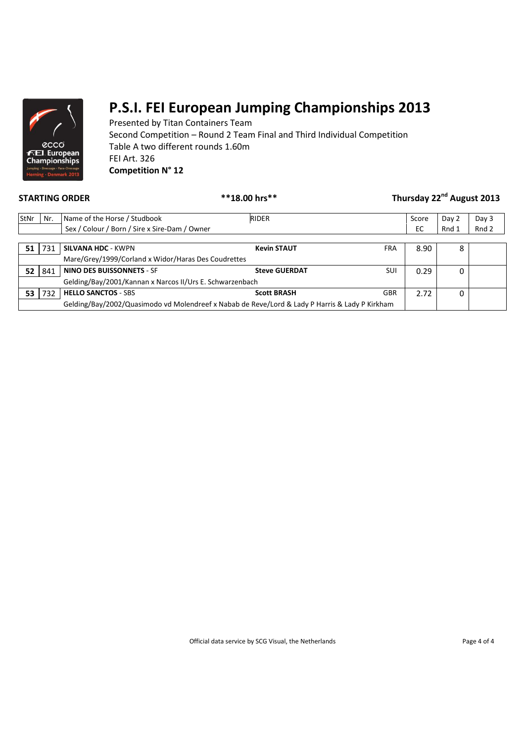# P.S.I. FEI European Jumping Championships 2013

Presented by Titan Containers Team
Second Competition – Round 2 Team Final and Third Individual Competition
Table A two different rounds 1.60m
FEI Art. 326
**Competition N° 12**

**STARTING ORDER** **\*\*18.00 hrs\*\*** **Thursday 22nd August 2013**

| StNr | Nr. | Name of the Horse / Studbook<br>Sex / Colour / Born / Sire x Sire-Dam / Owner | RIDER | | Score EC | Day 2 Rnd 1 | Day 3 Rnd 2 |
|---|---|---|---|---|---|---|---|
| **51** | 731 | **SILVANA HDC** - KWPN<br>Mare/Grey/1999/Corland x Widor/Haras Des Coudrettes | **Kevin STAUT** | FRA | 8.90 | 8 | |
| **52** | 841 | **NINO DES BUISSONNETS** - SF<br>Gelding/Bay/2001/Kannan x Narcos II/Urs E. Schwarzenbach | **Steve GUERDAT** | SUI | 0.29 | 0 | |
| **53** | 732 | **HELLO SANCTOS** - SBS<br>Gelding/Bay/2002/Quasimodo vd Molendreef x Nabab de Reve/Lord & Lady P Harris & Lady P Kirkham | **Scott BRASH** | GBR | 2.72 | 0 | |

Official data service by SCG Visual, the Netherlands